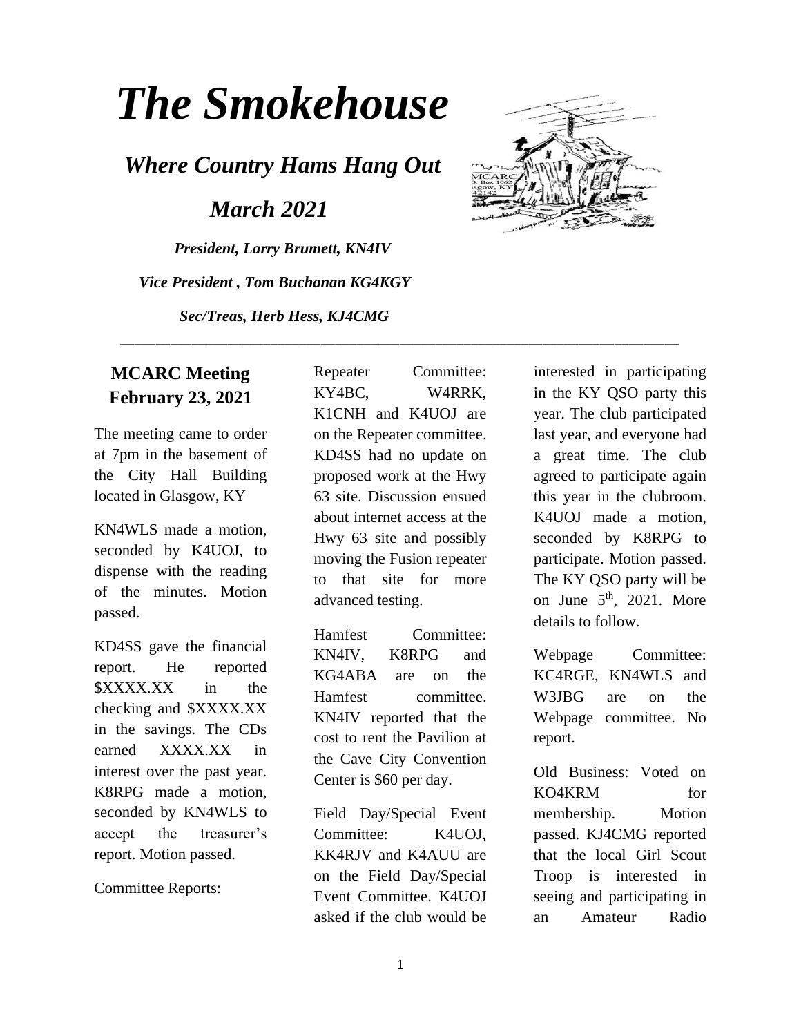# *The Smokehouse*

## *Where Country Hams Hang Out*

## *March 2021*

***President, Larry Brumett, KN4IV***

***Vice President , Tom Buchanan KG4KGY***

***Sec/Treas, Herb Hess, KJ4CMG***

---

### MCARC Meeting February 23, 2021

The meeting came to order at 7pm in the basement of the City Hall Building located in Glasgow, KY

KN4WLS made a motion, seconded by K4UOJ, to dispense with the reading of the minutes. Motion passed.

KD4SS gave the financial report. He reported $XXXX.XX in the checking and $XXXX.XX in the savings. The CDs earned XXXX.XX in interest over the past year. K8RPG made a motion, seconded by KN4WLS to accept the treasurer's report. Motion passed.

Committee Reports:

Repeater Committee: KY4BC, W4RRK, K1CNH and K4UOJ are on the Repeater committee. KD4SS had no update on proposed work at the Hwy 63 site. Discussion ensued about internet access at the Hwy 63 site and possibly moving the Fusion repeater to that site for more advanced testing.

Hamfest Committee: KN4IV, K8RPG and KG4ABA are on the Hamfest committee. KN4IV reported that the cost to rent the Pavilion at the Cave City Convention Center is $60 per day.

Field Day/Special Event Committee: K4UOJ, KK4RJV and K4AUU are on the Field Day/Special Event Committee. K4UOJ asked if the club would be interested in participating in the KY QSO party this year. The club participated last year, and everyone had a great time. The club agreed to participate again this year in the clubroom. K4UOJ made a motion, seconded by K8RPG to participate. Motion passed. The KY QSO party will be on June 5th, 2021. More details to follow.

Webpage Committee: KC4RGE, KN4WLS and W3JBG are on the Webpage committee. No report.

Old Business: Voted on KO4KRM for membership. Motion passed. KJ4CMG reported that the local Girl Scout Troop is interested in seeing and participating in an Amateur Radio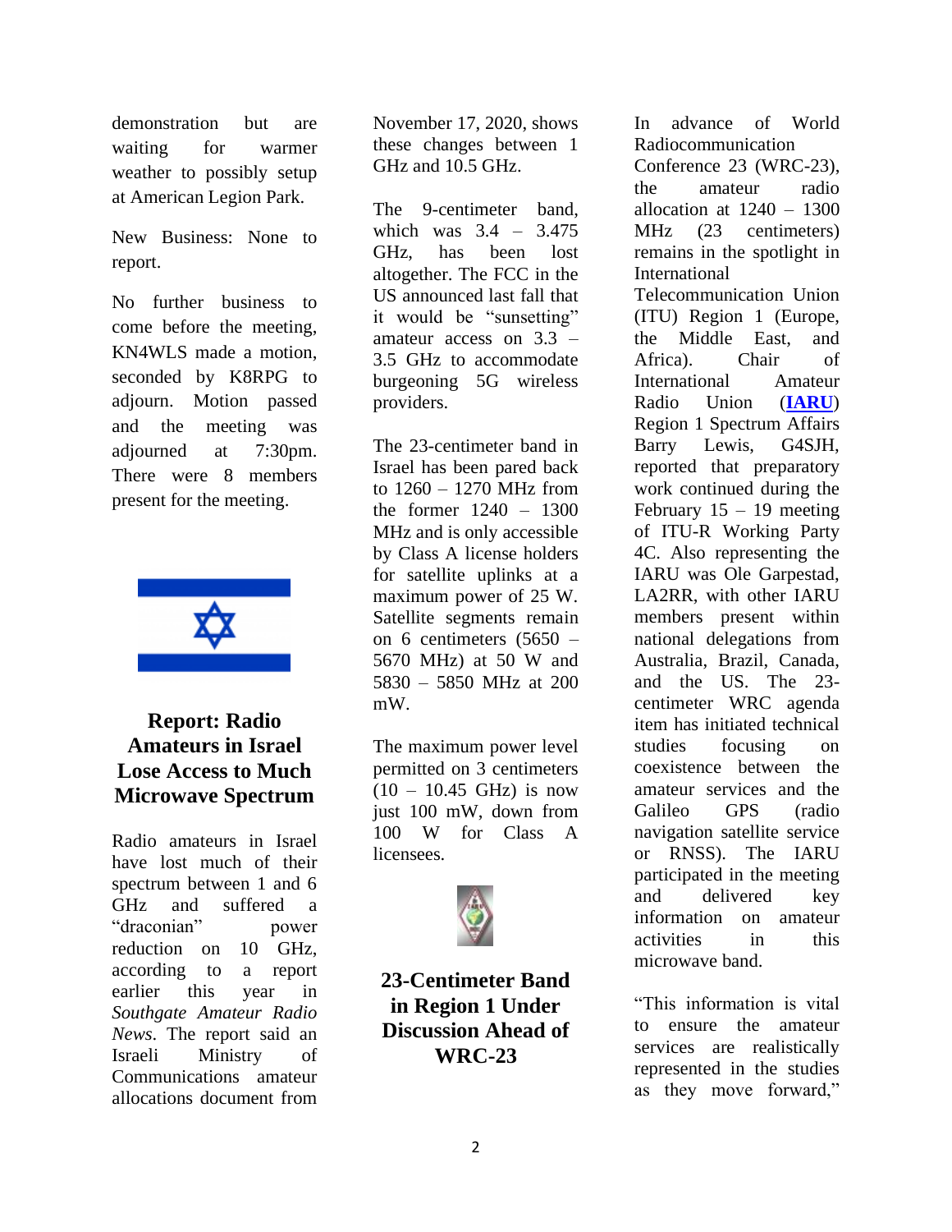demonstration but are waiting for warmer weather to possibly setup at American Legion Park.

New Business: None to report.

No further business to come before the meeting, KN4WLS made a motion, seconded by K8RPG to adjourn. Motion passed and the meeting was adjourned at 7:30pm. There were 8 members present for the meeting.

## Report: Radio Amateurs in Israel Lose Access to Much Microwave Spectrum

Radio amateurs in Israel have lost much of their spectrum between 1 and 6 GHz and suffered a "draconian" power reduction on 10 GHz, according to a report earlier this year in *Southgate Amateur Radio News*. The report said an Israeli Ministry of Communications amateur allocations document from November 17, 2020, shows these changes between 1 GHz and 10.5 GHz.

The 9-centimeter band, which was 3.4 – 3.475 GHz, has been lost altogether. The FCC in the US announced last fall that it would be "sunsetting" amateur access on 3.3 – 3.5 GHz to accommodate burgeoning 5G wireless providers.

The 23-centimeter band in Israel has been pared back to 1260 – 1270 MHz from the former 1240 – 1300 MHz and is only accessible by Class A license holders for satellite uplinks at a maximum power of 25 W. Satellite segments remain on 6 centimeters (5650 – 5670 MHz) at 50 W and 5830 – 5850 MHz at 200 mW.

The maximum power level permitted on 3 centimeters (10 – 10.45 GHz) is now just 100 mW, down from 100 W for Class A licensees.

## 23-Centimeter Band in Region 1 Under Discussion Ahead of WRC-23

In advance of World Radiocommunication Conference 23 (WRC-23), the amateur radio allocation at 1240 – 1300 MHz (23 centimeters) remains in the spotlight in International Telecommunication Union (ITU) Region 1 (Europe, the Middle East, and Africa). Chair of International Amateur Radio Union (**IARU**) Region 1 Spectrum Affairs Barry Lewis, G4SJH, reported that preparatory work continued during the February 15 – 19 meeting of ITU-R Working Party 4C. Also representing the IARU was Ole Garpestad, LA2RR, with other IARU members present within national delegations from Australia, Brazil, Canada, and the US. The 23-centimeter WRC agenda item has initiated technical studies focusing on coexistence between the amateur services and the Galileo GPS (radio navigation satellite service or RNSS). The IARU participated in the meeting and delivered key information on amateur activities in this microwave band.

"This information is vital to ensure the amateur services are realistically represented in the studies as they move forward,"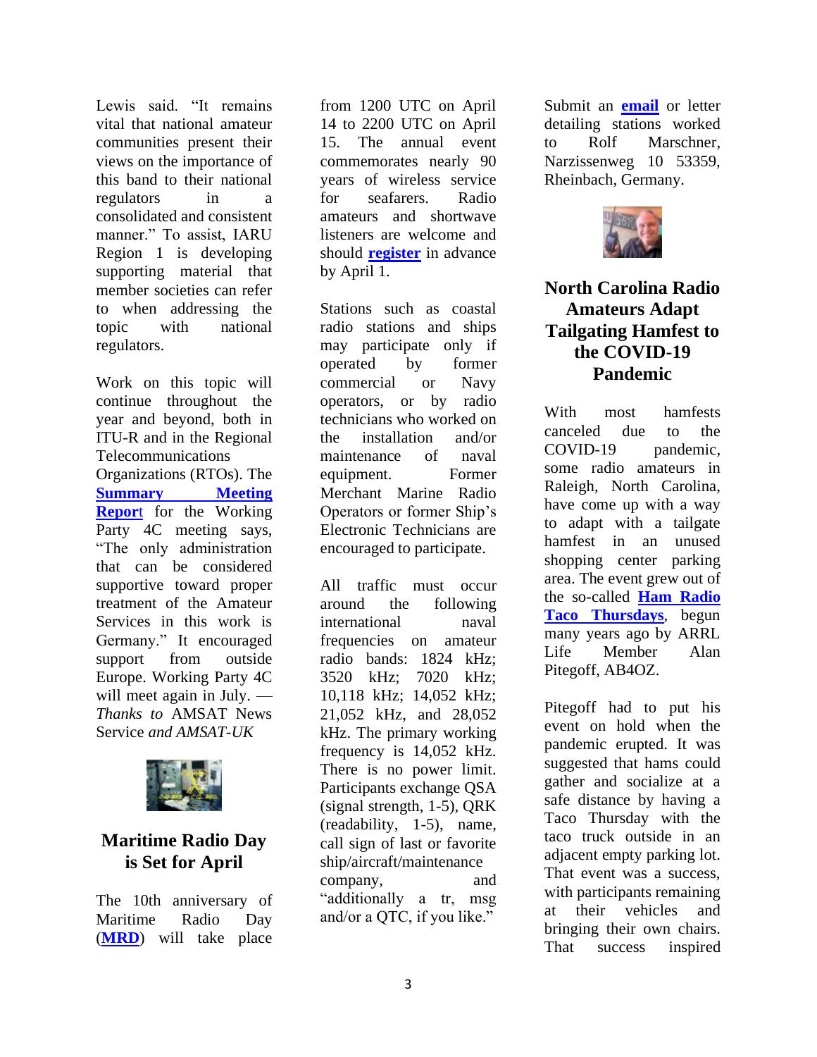Lewis said. "It remains vital that national amateur communities present their views on the importance of this band to their national regulators in a consolidated and consistent manner." To assist, IARU Region 1 is developing supporting material that member societies can refer to when addressing the topic with national regulators.

Work on this topic will continue throughout the year and beyond, both in ITU-R and in the Regional Telecommunications Organizations (RTOs). The **Summary Meeting Report** for the Working Party 4C meeting says, "The only administration that can be considered supportive toward proper treatment of the Amateur Services in this work is Germany." It encouraged support from outside Europe. Working Party 4C will meet again in July. — *Thanks to* AMSAT News Service *and AMSAT-UK*

## Maritime Radio Day is Set for April

The 10th anniversary of Maritime Radio Day (**MRD**) will take place from 1200 UTC on April 14 to 2200 UTC on April 15. The annual event commemorates nearly 90 years of wireless service for seafarers. Radio amateurs and shortwave listeners are welcome and should **register** in advance by April 1.

Stations such as coastal radio stations and ships may participate only if operated by former commercial or Navy operators, or by radio technicians who worked on the installation and/or maintenance of naval equipment. Former Merchant Marine Radio Operators or former Ship's Electronic Technicians are encouraged to participate.

All traffic must occur around the following international naval frequencies on amateur radio bands: 1824 kHz; 3520 kHz; 7020 kHz; 10,118 kHz; 14,052 kHz; 21,052 kHz, and 28,052 kHz. The primary working frequency is 14,052 kHz. There is no power limit. Participants exchange QSA (signal strength, 1-5), QRK (readability, 1-5), name, call sign of last or favorite ship/aircraft/maintenance company, and "additionally a tr, msg and/or a QTC, if you like."

Submit an **email** or letter detailing stations worked to Rolf Marschner, Narzissenweg 10 53359, Rheinbach, Germany.

## North Carolina Radio Amateurs Adapt Tailgating Hamfest to the COVID-19 Pandemic

With most hamfests canceled due to the COVID-19 pandemic, some radio amateurs in Raleigh, North Carolina, have come up with a way to adapt with a tailgate hamfest in an unused shopping center parking area. The event grew out of the so-called **Ham Radio Taco Thursdays**, begun many years ago by ARRL Life Member Alan Pitegoff, AB4OZ.

Pitegoff had to put his event on hold when the pandemic erupted. It was suggested that hams could gather and socialize at a safe distance by having a Taco Thursday with the taco truck outside in an adjacent empty parking lot. That event was a success, with participants remaining at their vehicles and bringing their own chairs. That success inspired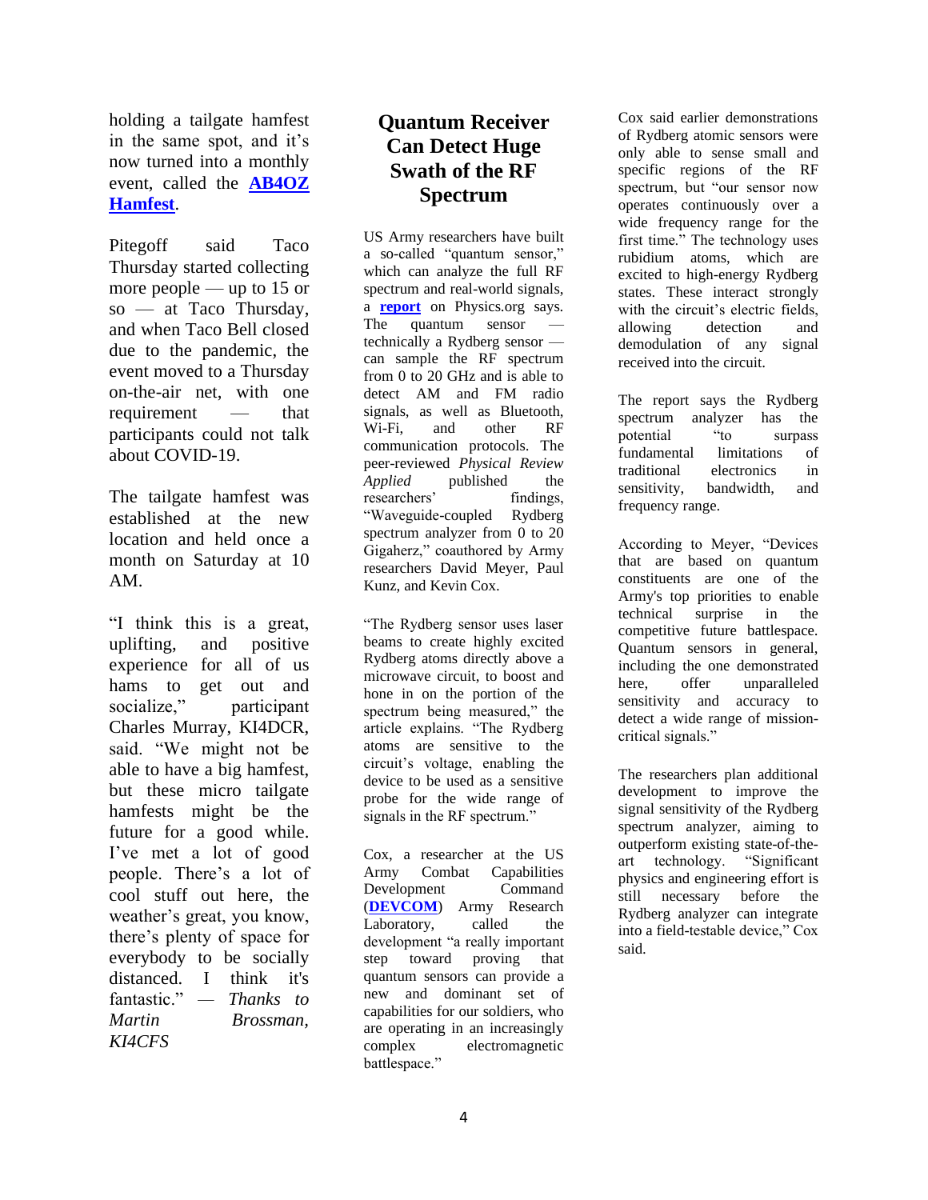holding a tailgate hamfest in the same spot, and it's now turned into a monthly event, called the **AB4OZ Hamfest**.

Pitegoff said Taco Thursday started collecting more people — up to 15 or so — at Taco Thursday, and when Taco Bell closed due to the pandemic, the event moved to a Thursday on-the-air net, with one requirement — that participants could not talk about COVID-19.

The tailgate hamfest was established at the new location and held once a month on Saturday at 10 AM.

"I think this is a great, uplifting, and positive experience for all of us hams to get out and socialize," participant Charles Murray, KI4DCR, said. "We might not be able to have a big hamfest, but these micro tailgate hamfests might be the future for a good while. I've met a lot of good people. There's a lot of cool stuff out here, the weather's great, you know, there's plenty of space for everybody to be socially distanced. I think it's fantastic." — *Thanks to Martin Brossman, KI4CFS*

## Quantum Receiver Can Detect Huge Swath of the RF Spectrum

US Army researchers have built a so-called "quantum sensor," which can analyze the full RF spectrum and real-world signals, a **report** on Physics.org says. The quantum sensor — technically a Rydberg sensor — can sample the RF spectrum from 0 to 20 GHz and is able to detect AM and FM radio signals, as well as Bluetooth, Wi-Fi, and other RF communication protocols. The peer-reviewed *Physical Review Applied* published the researchers' findings, "Waveguide-coupled Rydberg spectrum analyzer from 0 to 20 Gigaherz," coauthored by Army researchers David Meyer, Paul Kunz, and Kevin Cox.

"The Rydberg sensor uses laser beams to create highly excited Rydberg atoms directly above a microwave circuit, to boost and hone in on the portion of the spectrum being measured," the article explains. "The Rydberg atoms are sensitive to the circuit's voltage, enabling the device to be used as a sensitive probe for the wide range of signals in the RF spectrum."

Cox, a researcher at the US Army Combat Capabilities Development Command (**DEVCOM**) Army Research Laboratory, called the development "a really important step toward proving that quantum sensors can provide a new and dominant set of capabilities for our soldiers, who are operating in an increasingly complex electromagnetic battlespace."

Cox said earlier demonstrations of Rydberg atomic sensors were only able to sense small and specific regions of the RF spectrum, but "our sensor now operates continuously over a wide frequency range for the first time." The technology uses rubidium atoms, which are excited to high-energy Rydberg states. These interact strongly with the circuit's electric fields, allowing detection and demodulation of any signal received into the circuit.

The report says the Rydberg spectrum analyzer has the potential "to surpass fundamental limitations of traditional electronics in sensitivity, bandwidth, and frequency range.

According to Meyer, "Devices that are based on quantum constituents are one of the Army's top priorities to enable technical surprise in the competitive future battlespace. Quantum sensors in general, including the one demonstrated here, offer unparalleled sensitivity and accuracy to detect a wide range of mission-critical signals."

The researchers plan additional development to improve the signal sensitivity of the Rydberg spectrum analyzer, aiming to outperform existing state-of-the-art technology. "Significant physics and engineering effort is still necessary before the Rydberg analyzer can integrate into a field-testable device," Cox said.